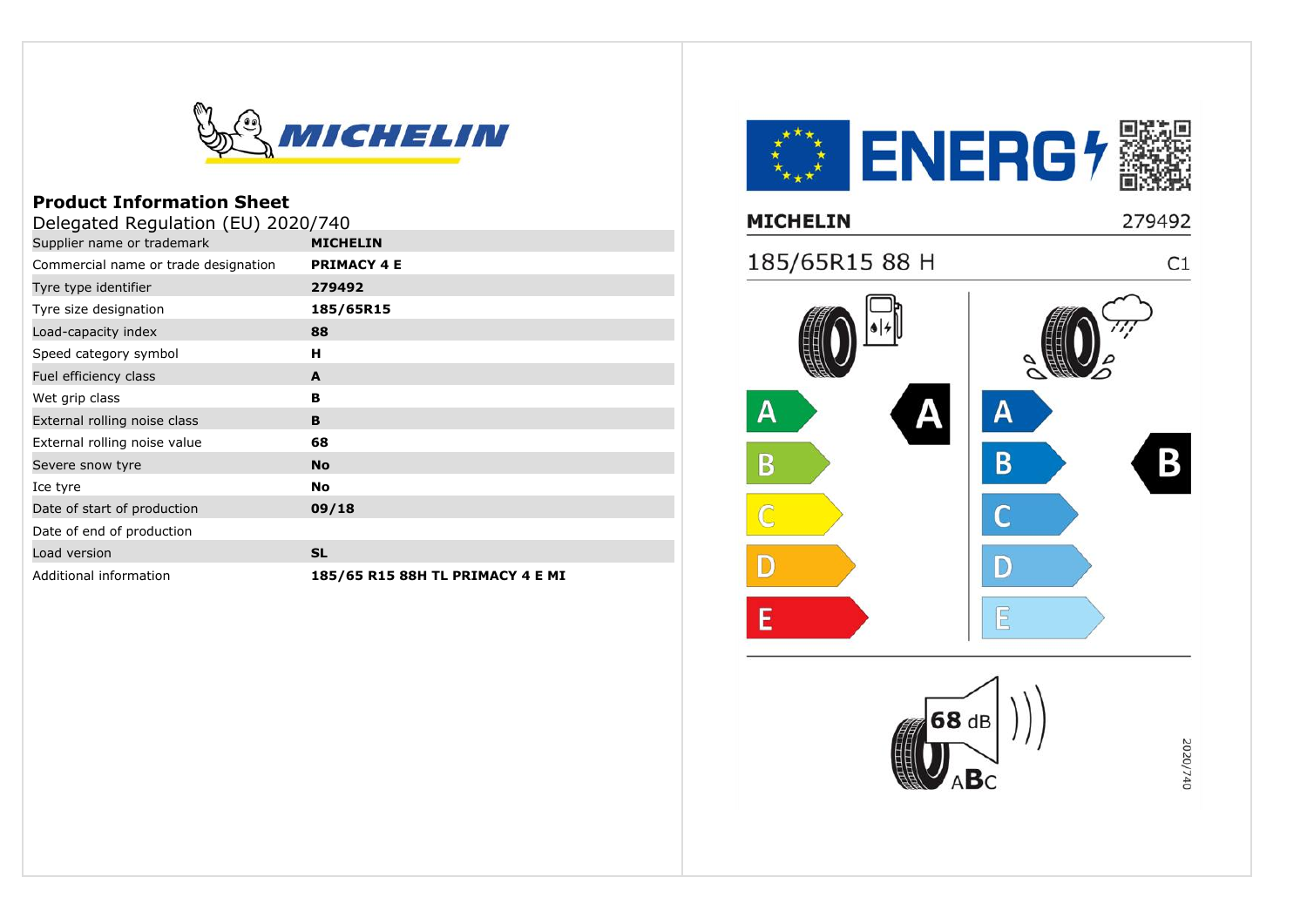MICHELIN

## Product Information Sheet

Delegated Regulation (EU) 2020/740

| Supplier name or trademark | MICHELIN |
|---|---|
| Commercial name or trade designation | PRIMACY 4 E |
| Tyre type identifier | 279492 |
| Tyre size designation | 185/65R15 |
| Load-capacity index | 88 |
| Speed category symbol | H |
| Fuel efficiency class | A |
| Wet grip class | B |
| External rolling noise class | B |
| External rolling noise value | 68 |
| Severe snow tyre | No |
| Ice tyre | No |
| Date of start of production | 09/18 |
| Date of end of production | |
| Load version | SL |
| Additional information | 185/65 R15 88H TL PRIMACY 4 E MI |

ENERG

MICHELIN 279492

185/65R15 88 H C1

Fuel efficiency: A B C D E — A

Wet grip: A B C D E — B

68 dB

ABC

2020/740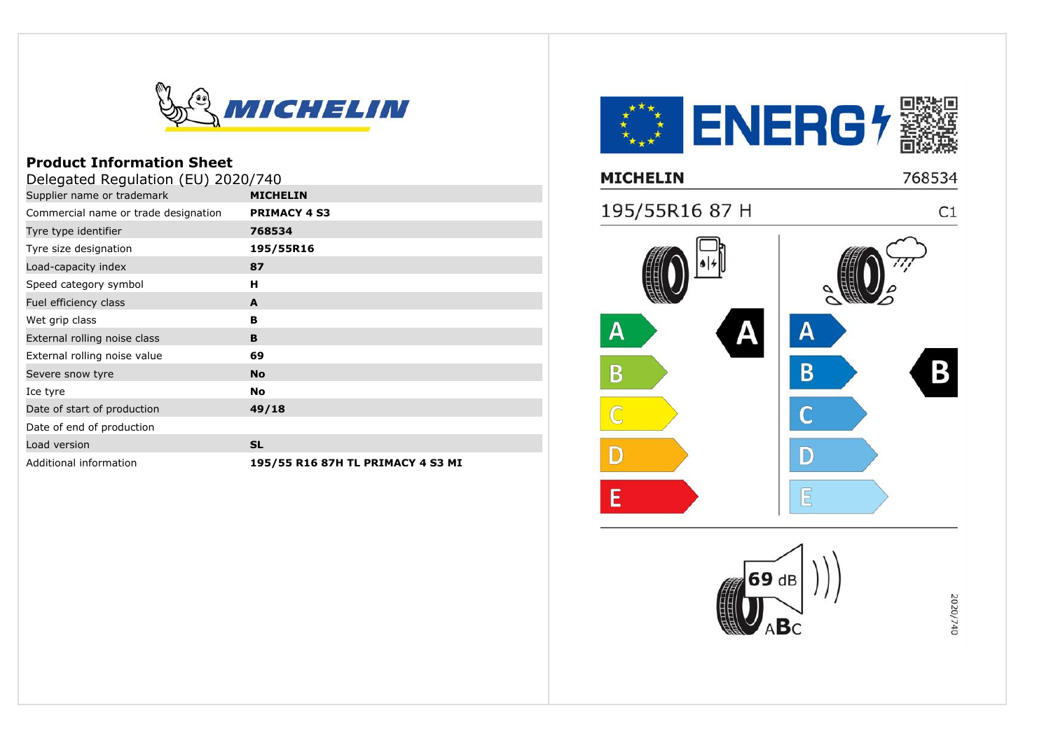MICHELIN

## Product Information Sheet

Delegated Regulation (EU) 2020/740

| Supplier name or trademark | **MICHELIN** |
|---|---|
| Commercial name or trade designation | **PRIMACY 4 S3** |
| Tyre type identifier | **768534** |
| Tyre size designation | **195/55R16** |
| Load-capacity index | **87** |
| Speed category symbol | **H** |
| Fuel efficiency class | **A** |
| Wet grip class | **B** |
| External rolling noise class | **B** |
| External rolling noise value | **69** |
| Severe snow tyre | **No** |
| Ice tyre | **No** |
| Date of start of production | **49/18** |
| Date of end of production | |
| Load version | **SL** |
| Additional information | **195/55 R16 87H TL PRIMACY 4 S3 MI** |

ENERG

**MICHELIN** 768534

195/55R16 87 H C1

Fuel efficiency: A (scale A–E)

Wet grip: B (scale A–E)

69 dB

ABC

2020/740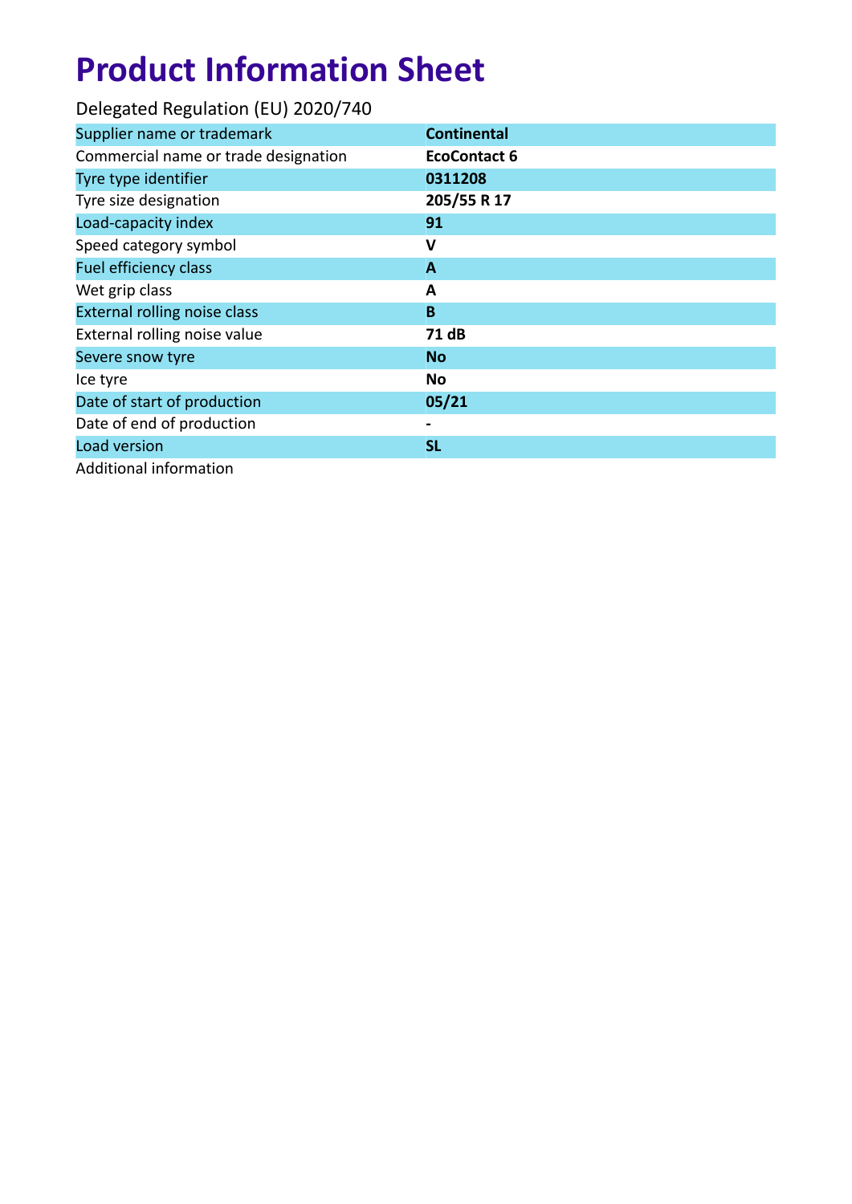# Product Information Sheet

Delegated Regulation (EU) 2020/740

| | |
|---|---|
| Supplier name or trademark | **Continental** |
| Commercial name or trade designation | **EcoContact 6** |
| Tyre type identifier | **0311208** |
| Tyre size designation | **205/55 R 17** |
| Load-capacity index | **91** |
| Speed category symbol | **V** |
| Fuel efficiency class | **A** |
| Wet grip class | **A** |
| External rolling noise class | **B** |
| External rolling noise value | **71 dB** |
| Severe snow tyre | **No** |
| Ice tyre | **No** |
| Date of start of production | **05/21** |
| Date of end of production | **-** |
| Load version | **SL** |
| Additional information | |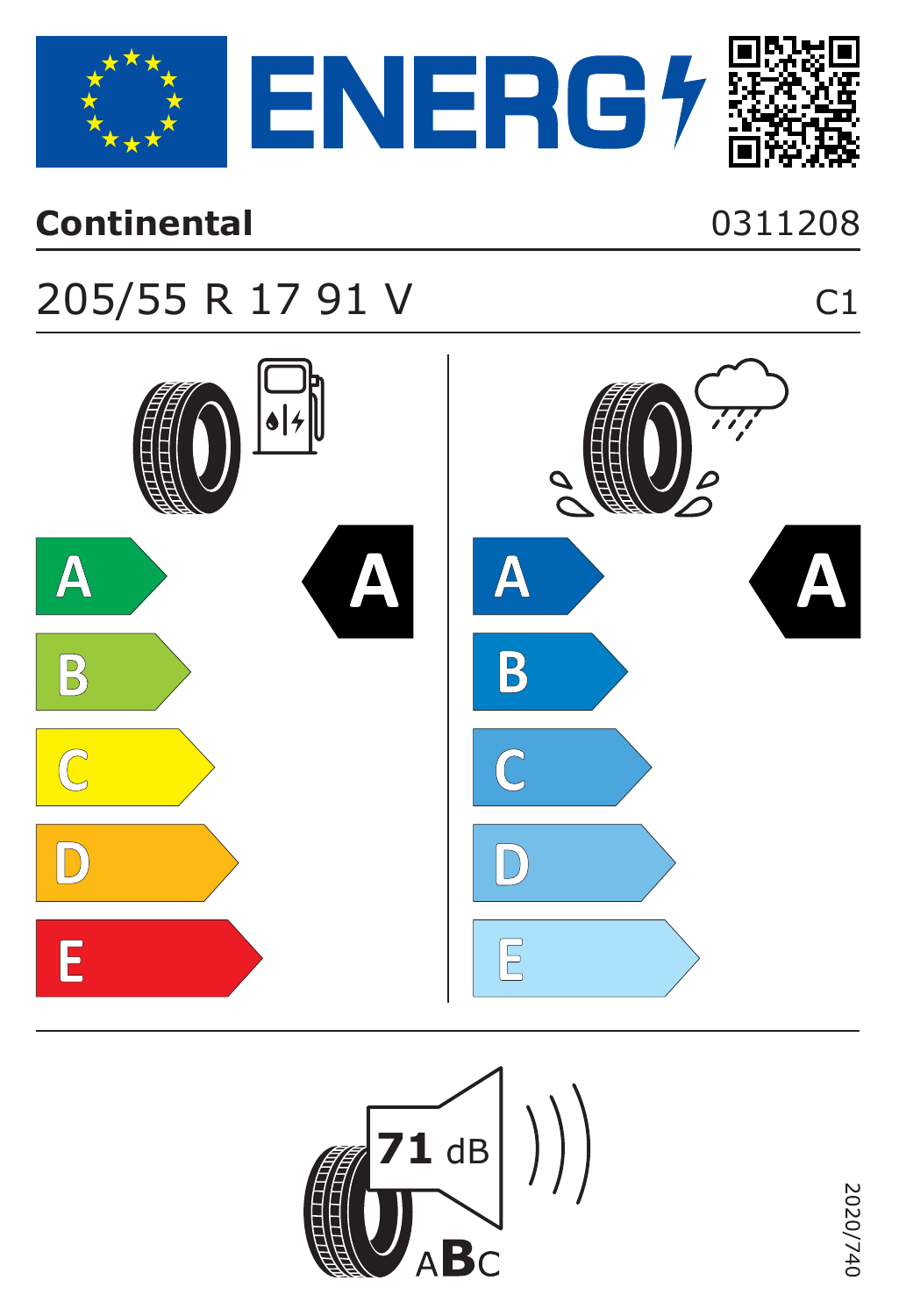ENERG

Continental 0311208

205/55 R 17 91 V C1

A
B
C
D
E

A

A
B
C
D
E

A

71 dB

ABC

2020/740